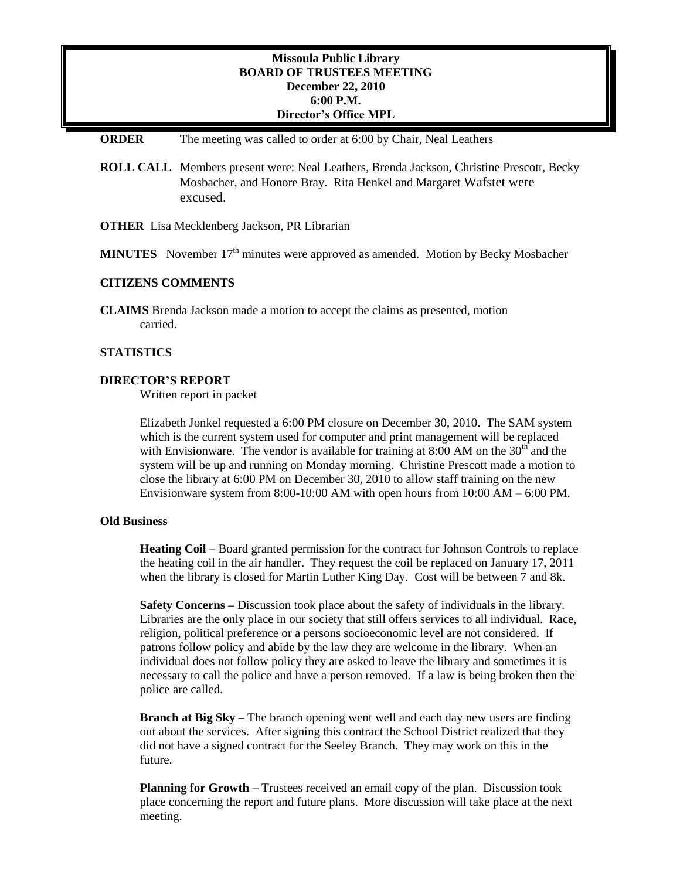# Missoula Public Library
## BOARD OF TRUSTEES MEETING
### December 22, 2010
### 6:00 P.M.
### Director's Office MPL

**ORDER** The meeting was called to order at 6:00 by Chair, Neal Leathers

**ROLL CALL** Members present were: Neal Leathers, Brenda Jackson, Christine Prescott, Becky Mosbacher, and Honore Bray. Rita Henkel and Margaret Wafstet were excused.

**OTHER** Lisa Mecklenberg Jackson, PR Librarian

**MINUTES** November 17th minutes were approved as amended. Motion by Becky Mosbacher

**CITIZENS COMMENTS**

**CLAIMS** Brenda Jackson made a motion to accept the claims as presented, motion carried.

**STATISTICS**

**DIRECTOR'S REPORT**

Written report in packet

Elizabeth Jonkel requested a 6:00 PM closure on December 30, 2010. The SAM system which is the current system used for computer and print management will be replaced with Envisionware. The vendor is available for training at 8:00 AM on the 30th and the system will be up and running on Monday morning. Christine Prescott made a motion to close the library at 6:00 PM on December 30, 2010 to allow staff training on the new Envisionware system from 8:00-10:00 AM with open hours from 10:00 AM – 6:00 PM.

**Old Business**

**Heating Coil –** Board granted permission for the contract for Johnson Controls to replace the heating coil in the air handler. They request the coil be replaced on January 17, 2011 when the library is closed for Martin Luther King Day. Cost will be between 7 and 8k.

**Safety Concerns –** Discussion took place about the safety of individuals in the library. Libraries are the only place in our society that still offers services to all individual. Race, religion, political preference or a persons socioeconomic level are not considered. If patrons follow policy and abide by the law they are welcome in the library. When an individual does not follow policy they are asked to leave the library and sometimes it is necessary to call the police and have a person removed. If a law is being broken then the police are called.

**Branch at Big Sky –** The branch opening went well and each day new users are finding out about the services. After signing this contract the School District realized that they did not have a signed contract for the Seeley Branch. They may work on this in the future.

**Planning for Growth –** Trustees received an email copy of the plan. Discussion took place concerning the report and future plans. More discussion will take place at the next meeting.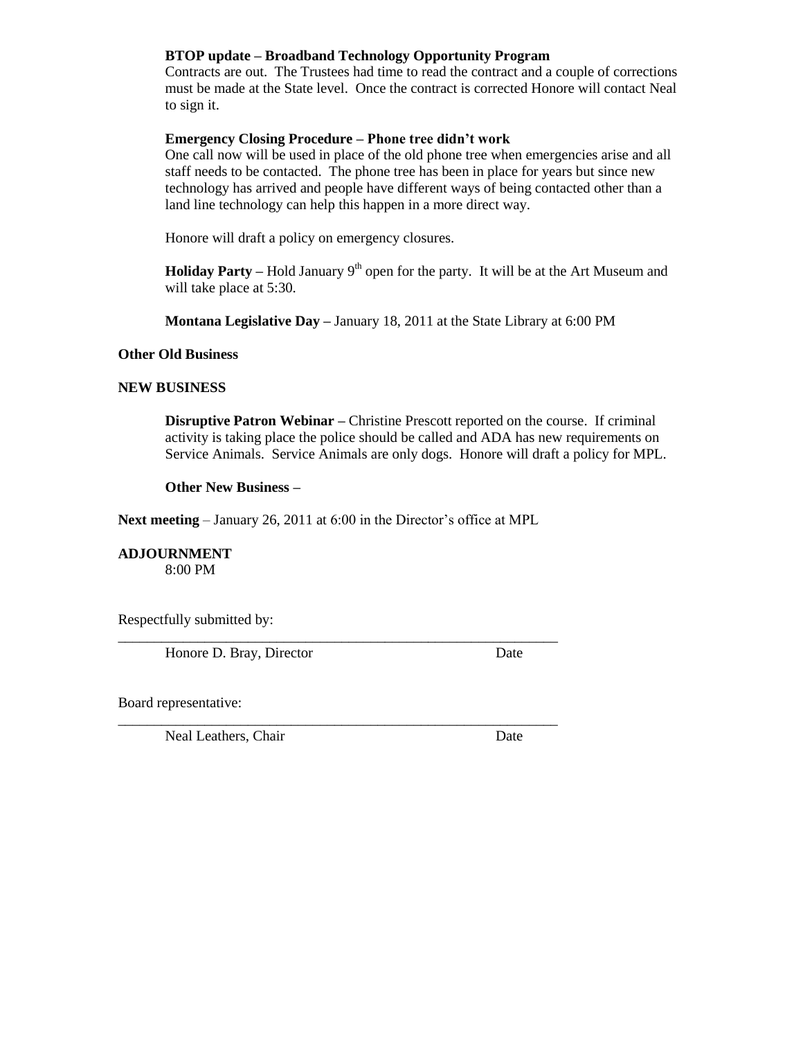**BTOP update – Broadband Technology Opportunity Program**

Contracts are out. The Trustees had time to read the contract and a couple of corrections must be made at the State level. Once the contract is corrected Honore will contact Neal to sign it.

**Emergency Closing Procedure – Phone tree didn't work**

One call now will be used in place of the old phone tree when emergencies arise and all staff needs to be contacted. The phone tree has been in place for years but since new technology has arrived and people have different ways of being contacted other than a land line technology can help this happen in a more direct way.

Honore will draft a policy on emergency closures.

**Holiday Party –** Hold January 9th open for the party. It will be at the Art Museum and will take place at 5:30.

**Montana Legislative Day –** January 18, 2011 at the State Library at 6:00 PM

**Other Old Business**

**NEW BUSINESS**

**Disruptive Patron Webinar –** Christine Prescott reported on the course. If criminal activity is taking place the police should be called and ADA has new requirements on Service Animals. Service Animals are only dogs. Honore will draft a policy for MPL.

**Other New Business –**

**Next meeting** – January 26, 2011 at 6:00 in the Director's office at MPL

**ADJOURNMENT**

8:00 PM

Respectfully submitted by:

\_\_\_\_\_\_\_\_\_\_\_\_\_\_\_\_\_\_\_\_\_\_\_\_\_\_\_\_\_\_\_\_\_\_\_\_\_\_\_\_\_\_\_\_\_\_\_\_\_\_\_\_\_\_\_\_\_\_\_\_

Honore D. Bray, Director Date

Board representative:

\_\_\_\_\_\_\_\_\_\_\_\_\_\_\_\_\_\_\_\_\_\_\_\_\_\_\_\_\_\_\_\_\_\_\_\_\_\_\_\_\_\_\_\_\_\_\_\_\_\_\_\_\_\_\_\_\_\_\_\_

Neal Leathers, Chair Date